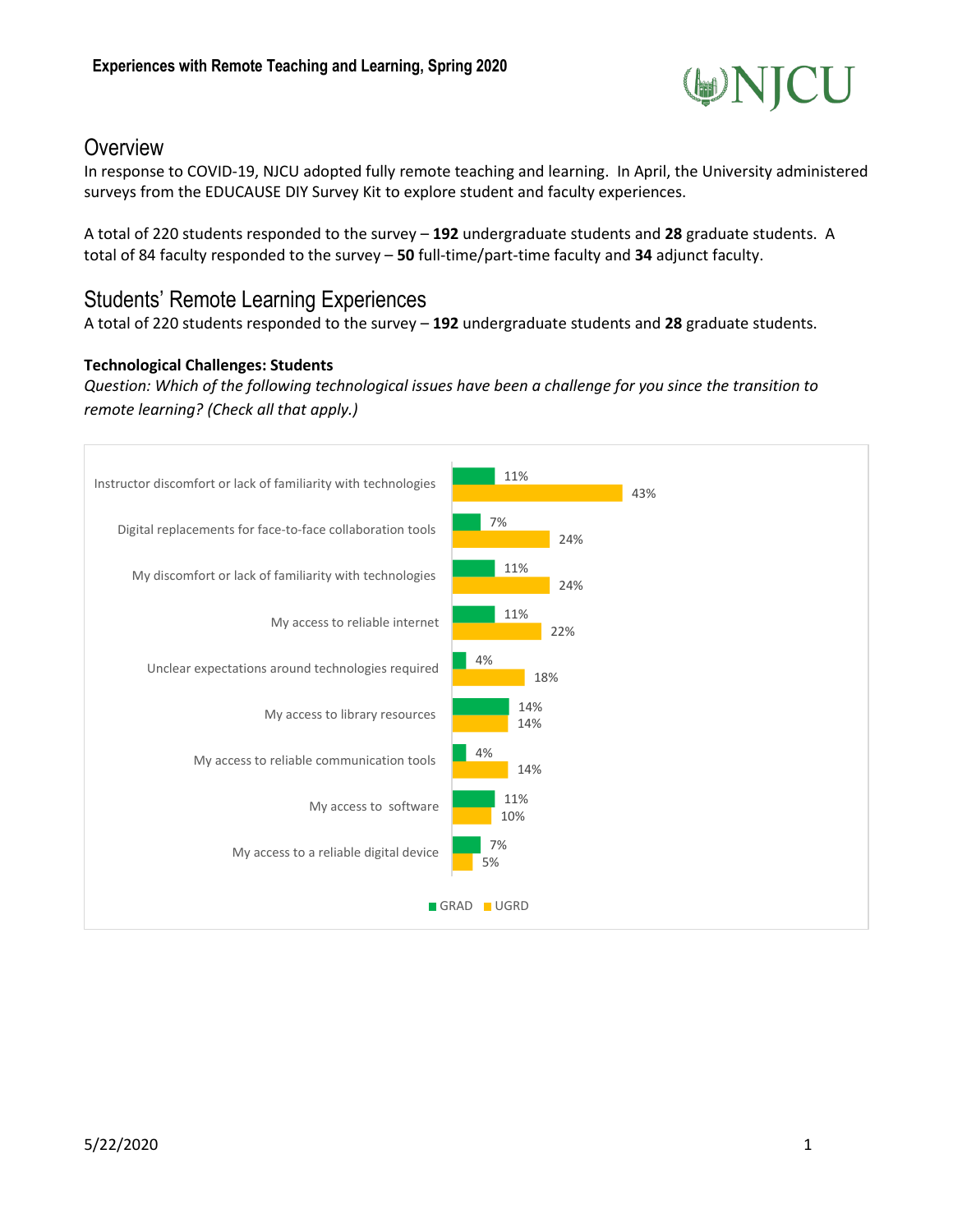# Experiences with Remote Teaching and Learning, Spring 2020

## Overview

In response to COVID-19, NJCU adopted fully remote teaching and learning. In April, the University administered surveys from the EDUCAUSE DIY Survey Kit to explore student and faculty experiences.

A total of 220 students responded to the survey – **192** undergraduate students and **28** graduate students. A total of 84 faculty responded to the survey – **50** full-time/part-time faculty and **34** adjunct faculty.

## Students' Remote Learning Experiences

A total of 220 students responded to the survey – **192** undergraduate students and **28** graduate students.

**Technological Challenges: Students**

*Question: Which of the following technological issues have been a challenge for you since the transition to remote learning? (Check all that apply.)*

| | GRAD | UGRD |
|---|---|---|
| Instructor discomfort or lack of familiarity with technologies | 11% | 43% |
| Digital replacements for face-to-face collaboration tools | 7% | 24% |
| My discomfort or lack of familiarity with technologies | 11% | 24% |
| My access to reliable internet | 11% | 22% |
| Unclear expectations around technologies required | 4% | 18% |
| My access to library resources | 14% | 14% |
| My access to reliable communication tools | 4% | 14% |
| My access to software | 11% | 10% |
| My access to a reliable digital device | 7% | 5% |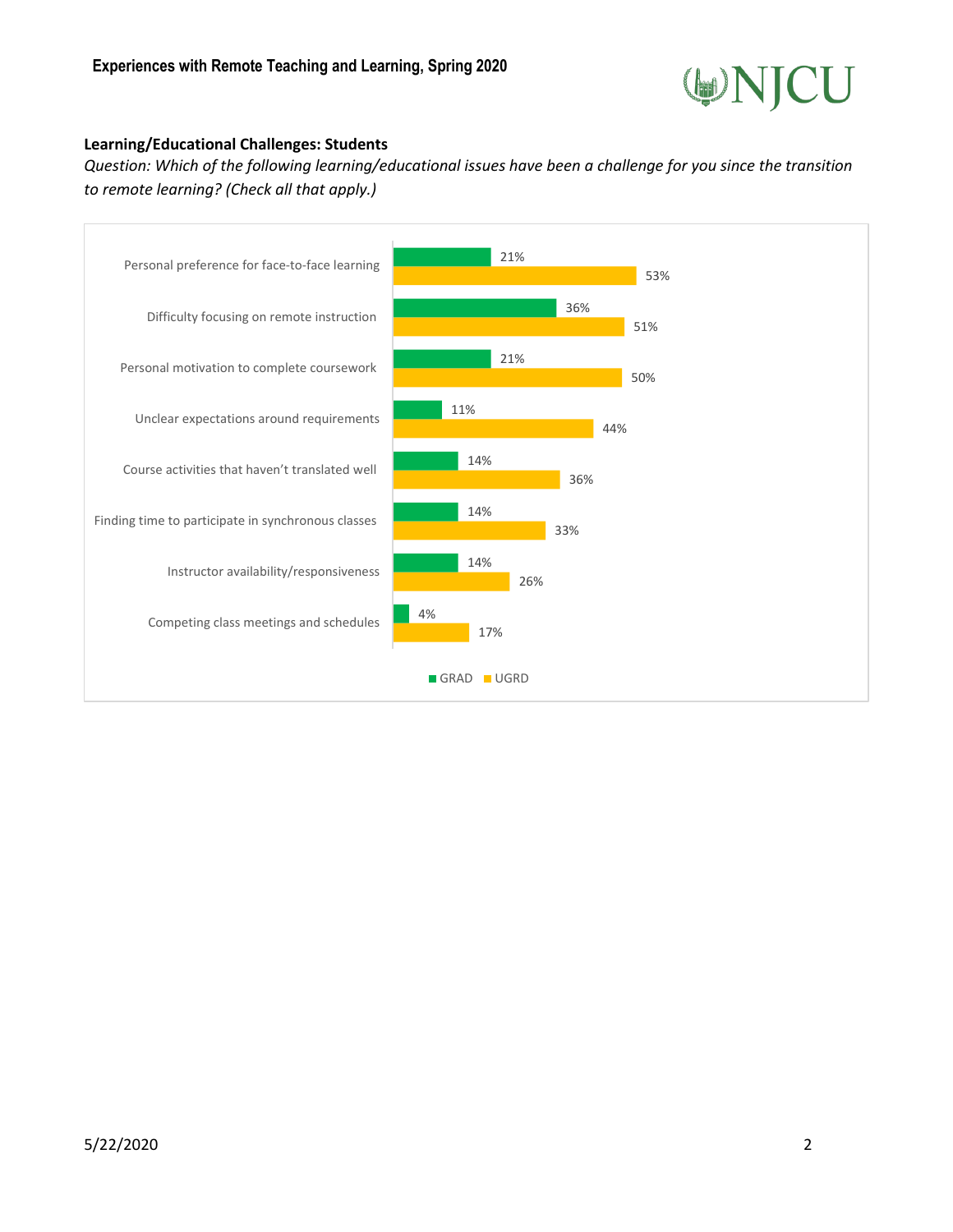### Learning/Educational Challenges: Students

*Question: Which of the following learning/educational issues have been a challenge for you since the transition to remote learning? (Check all that apply.)*

| Issue | GRAD | UGRD |
|---|---|---|
| Personal preference for face-to-face learning | 21% | 53% |
| Difficulty focusing on remote instruction | 36% | 51% |
| Personal motivation to complete coursework | 21% | 50% |
| Unclear expectations around requirements | 11% | 44% |
| Course activities that haven't translated well | 14% | 36% |
| Finding time to participate in synchronous classes | 14% | 33% |
| Instructor availability/responsiveness | 14% | 26% |
| Competing class meetings and schedules | 4% | 17% |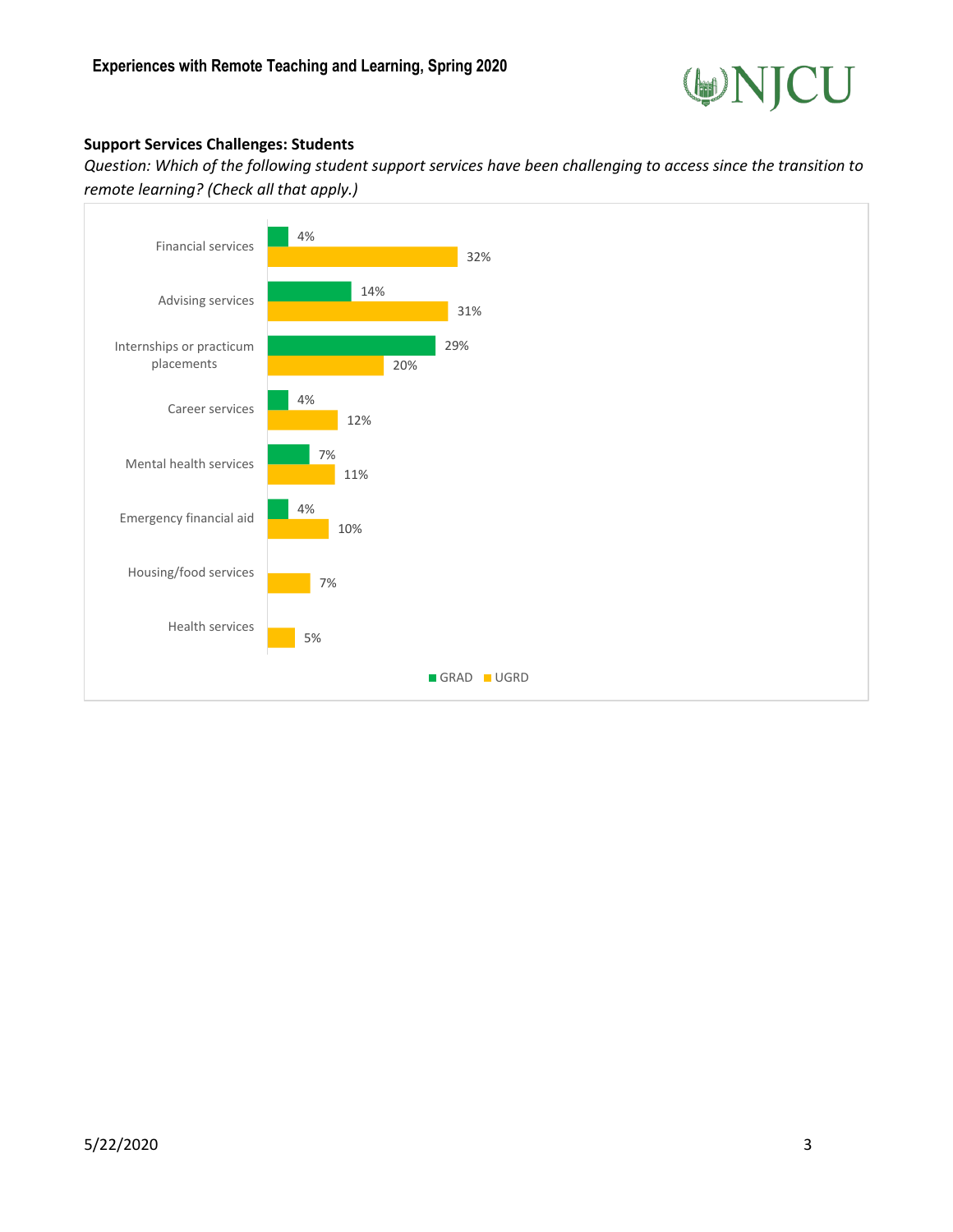### Support Services Challenges: Students

*Question: Which of the following student support services have been challenging to access since the transition to remote learning? (Check all that apply.)*

| Service | GRAD | UGRD |
|---|---|---|
| Financial services | 4% | 32% |
| Advising services | 14% | 31% |
| Internships or practicum placements | 29% | 20% |
| Career services | 4% | 12% |
| Mental health services | 7% | 11% |
| Emergency financial aid | 4% | 10% |
| Housing/food services | | 7% |
| Health services | | 5% |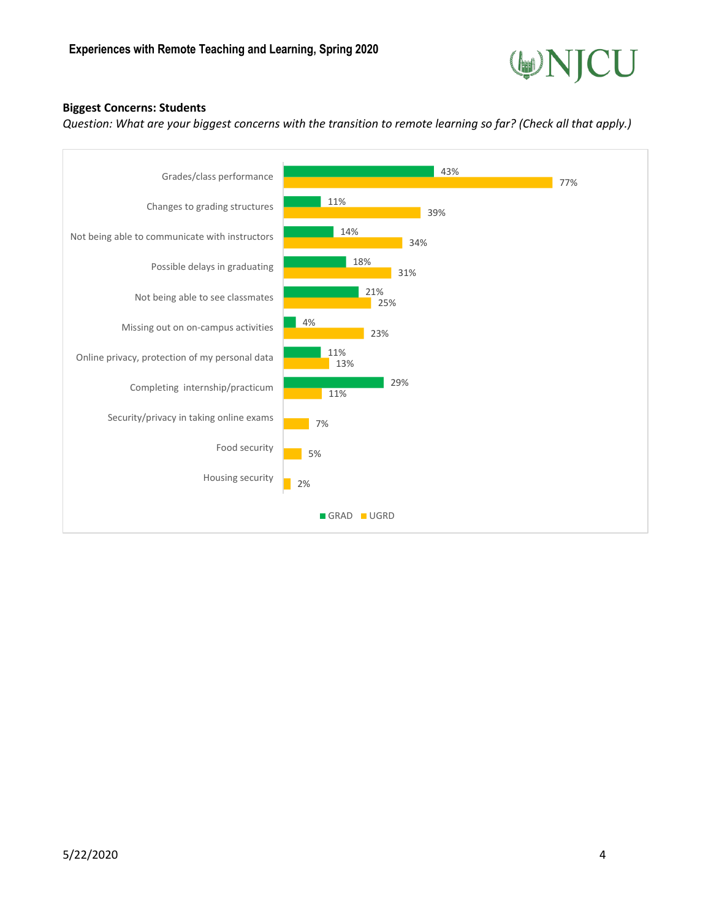**Biggest Concerns: Students**

*Question: What are your biggest concerns with the transition to remote learning so far? (Check all that apply.)*

| Concern | GRAD | UGRD |
|---|---|---|
| Grades/class performance | 43% | 77% |
| Changes to grading structures | 11% | 39% |
| Not being able to communicate with instructors | 14% | 34% |
| Possible delays in graduating | 18% | 31% |
| Not being able to see classmates | 21% | 25% |
| Missing out on on-campus activities | 4% | 23% |
| Online privacy, protection of my personal data | 11% | 13% |
| Completing internship/practicum | 29% | 11% |
| Security/privacy in taking online exams | | 7% |
| Food security | | 5% |
| Housing security | | 2% |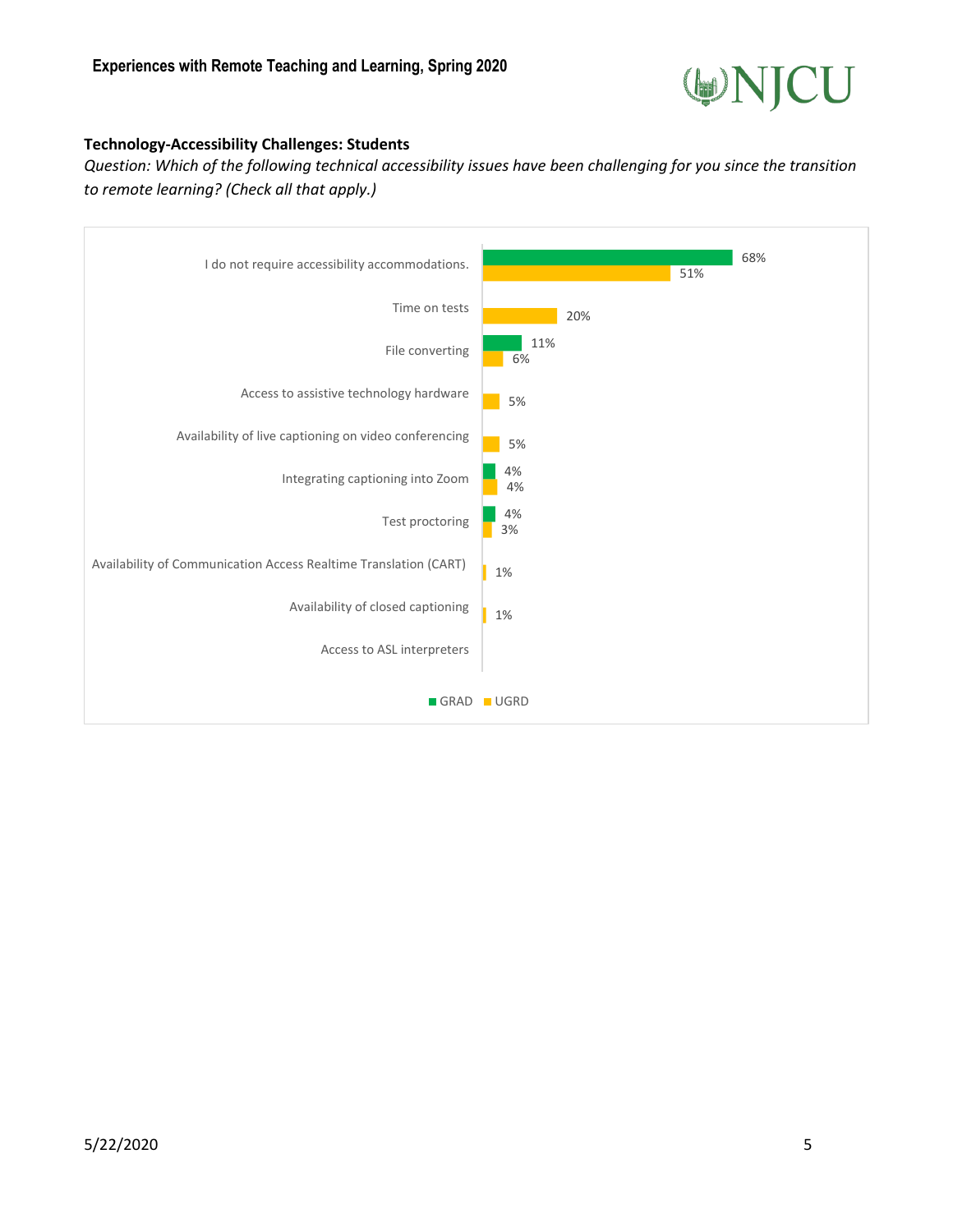### Technology-Accessibility Challenges: Students

*Question: Which of the following technical accessibility issues have been challenging for you since the transition to remote learning? (Check all that apply.)*

| | GRAD | UGRD |
|---|---|---|
| I do not require accessibility accommodations. | 68% | 51% |
| Time on tests | | 20% |
| File converting | 11% | 6% |
| Access to assistive technology hardware | | 5% |
| Availability of live captioning on video conferencing | | 5% |
| Integrating captioning into Zoom | 4% | 4% |
| Test proctoring | 4% | 3% |
| Availability of Communication Access Realtime Translation (CART) | | 1% |
| Availability of closed captioning | | 1% |
| Access to ASL interpreters | | |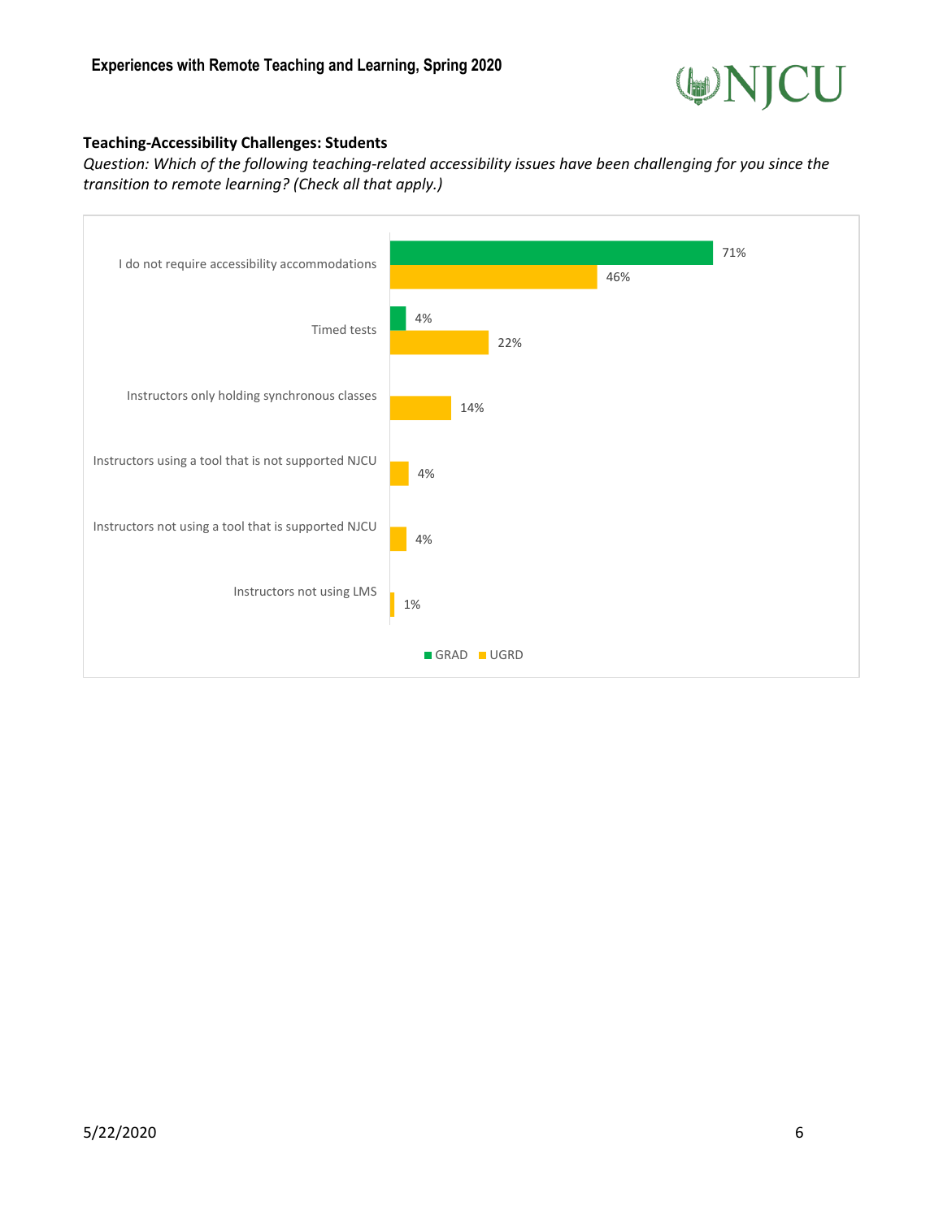### Teaching-Accessibility Challenges: Students

*Question: Which of the following teaching-related accessibility issues have been challenging for you since the transition to remote learning? (Check all that apply.)*

| | GRAD | UGRD |
|---|---|---|
| I do not require accessibility accommodations | 71% | 46% |
| Timed tests | 4% | 22% |
| Instructors only holding synchronous classes | | 14% |
| Instructors using a tool that is not supported NJCU | | 4% |
| Instructors not using a tool that is supported NJCU | | 4% |
| Instructors not using LMS | | 1% |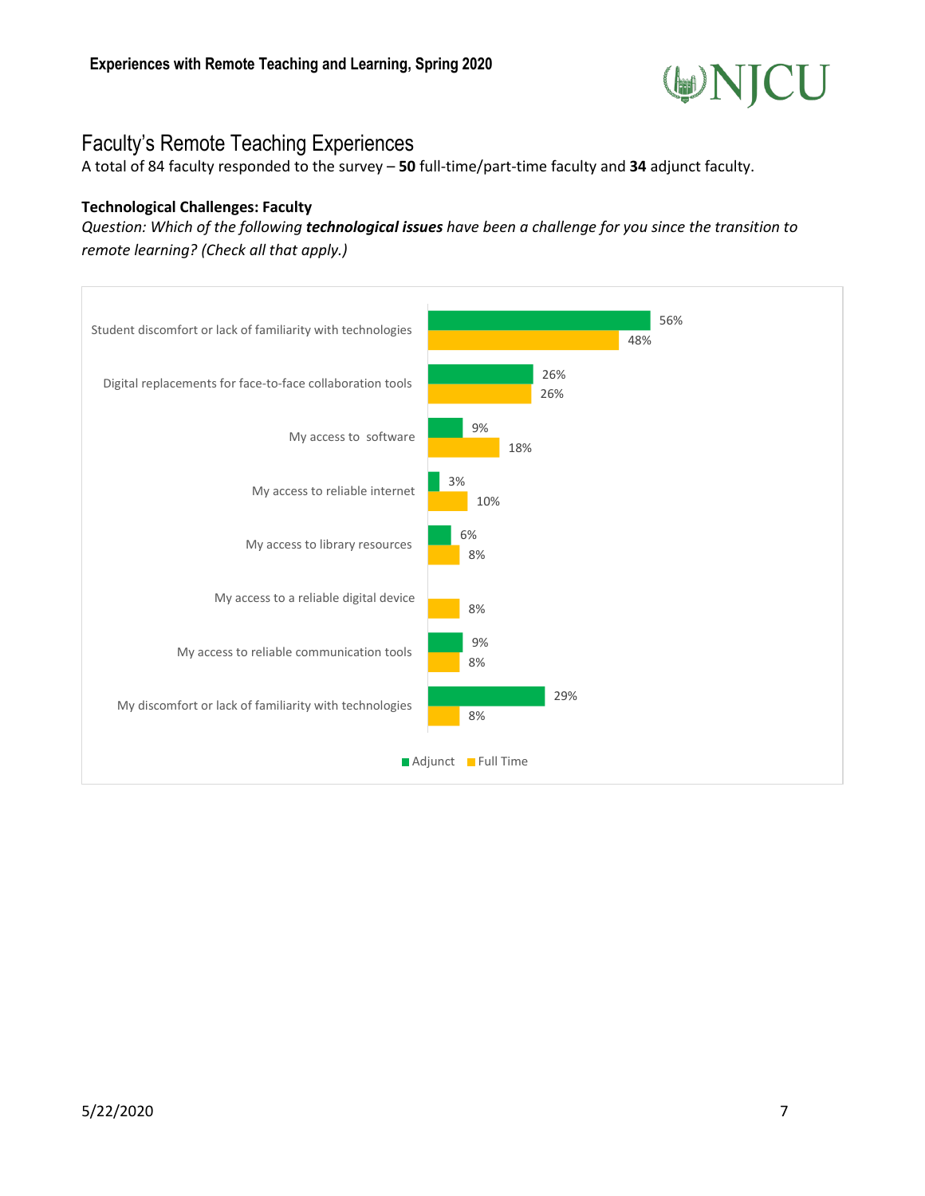## Faculty's Remote Teaching Experiences

A total of 84 faculty responded to the survey – **50** full-time/part-time faculty and **34** adjunct faculty.

**Technological Challenges: Faculty**

*Question: Which of the following* ***technological issues*** *have been a challenge for you since the transition to remote learning? (Check all that apply.)*

| | Adjunct | Full Time |
|---|---|---|
| Student discomfort or lack of familiarity with technologies | 56% | 48% |
| Digital replacements for face-to-face collaboration tools | 26% | 26% |
| My access to software | 9% | 18% |
| My access to reliable internet | 3% | 10% |
| My access to library resources | 6% | 8% |
| My access to a reliable digital device | | 8% |
| My access to reliable communication tools | 9% | 8% |
| My discomfort or lack of familiarity with technologies | 29% | 8% |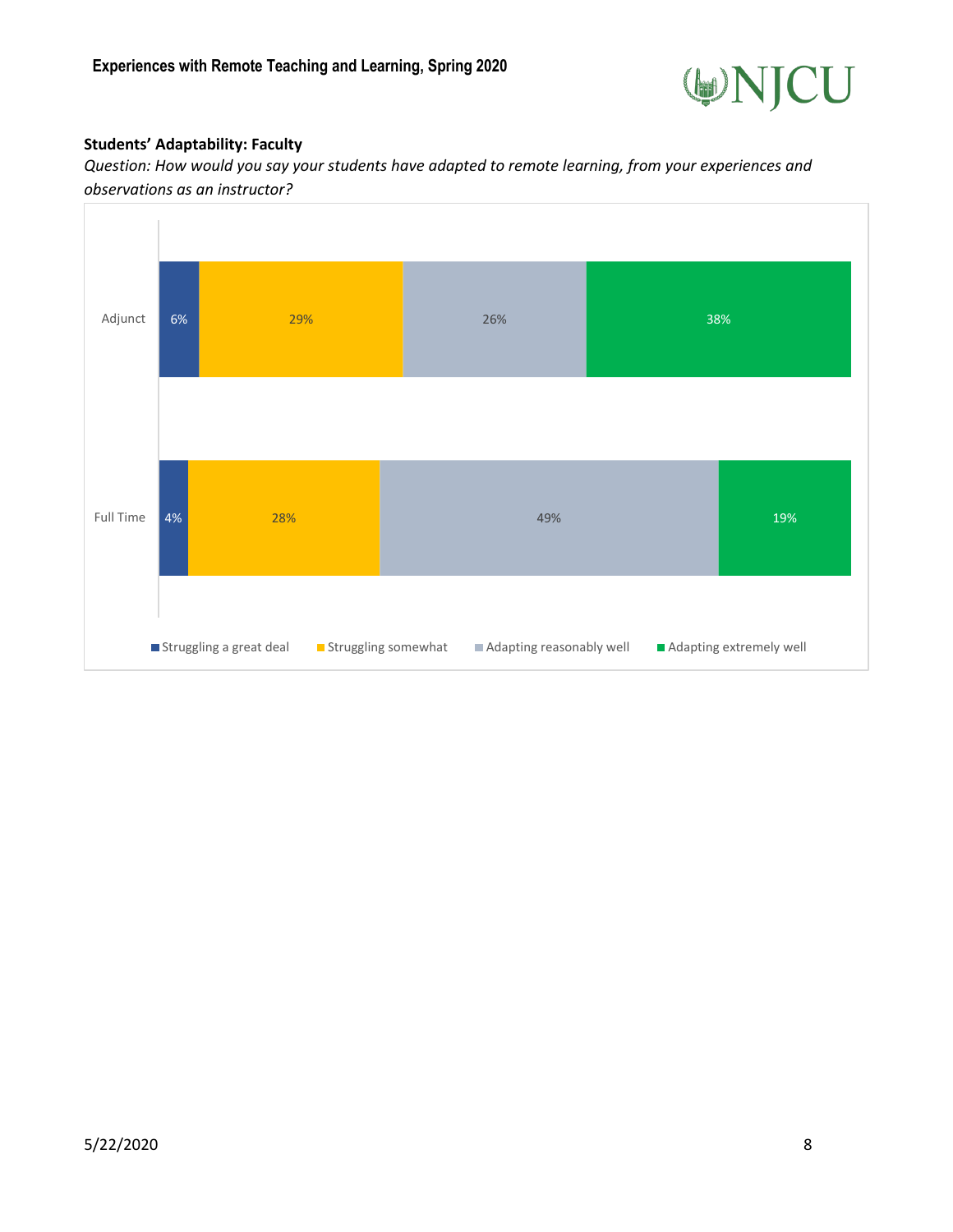**Students' Adaptability: Faculty**

*Question: How would you say your students have adapted to remote learning, from your experiences and observations as an instructor?*

| | Struggling a great deal | Struggling somewhat | Adapting reasonably well | Adapting extremely well |
|---|---|---|---|---|
| Adjunct | 6% | 29% | 26% | 38% |
| Full Time | 4% | 28% | 49% | 19% |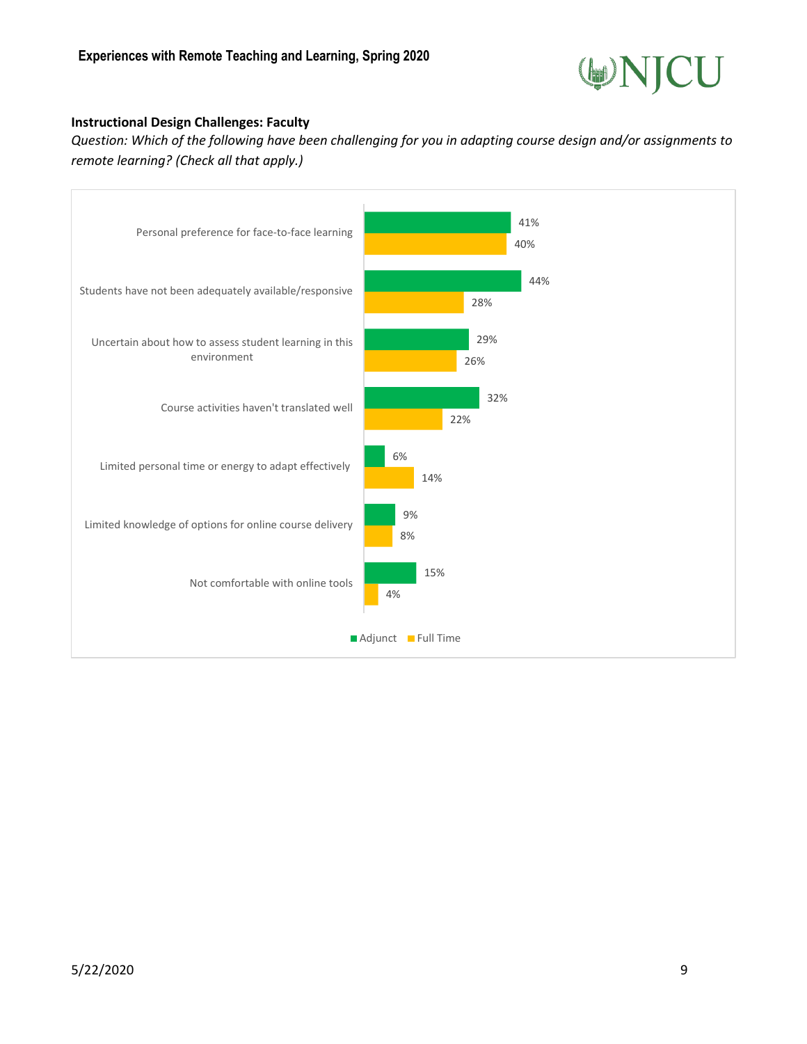### Instructional Design Challenges: Faculty

*Question: Which of the following have been challenging for you in adapting course design and/or assignments to remote learning? (Check all that apply.)*

| | Adjunct | Full Time |
|---|---|---|
| Personal preference for face-to-face learning | 41% | 40% |
| Students have not been adequately available/responsive | 44% | 28% |
| Uncertain about how to assess student learning in this environment | 29% | 26% |
| Course activities haven't translated well | 32% | 22% |
| Limited personal time or energy to adapt effectively | 6% | 14% |
| Limited knowledge of options for online course delivery | 9% | 8% |
| Not comfortable with online tools | 15% | 4% |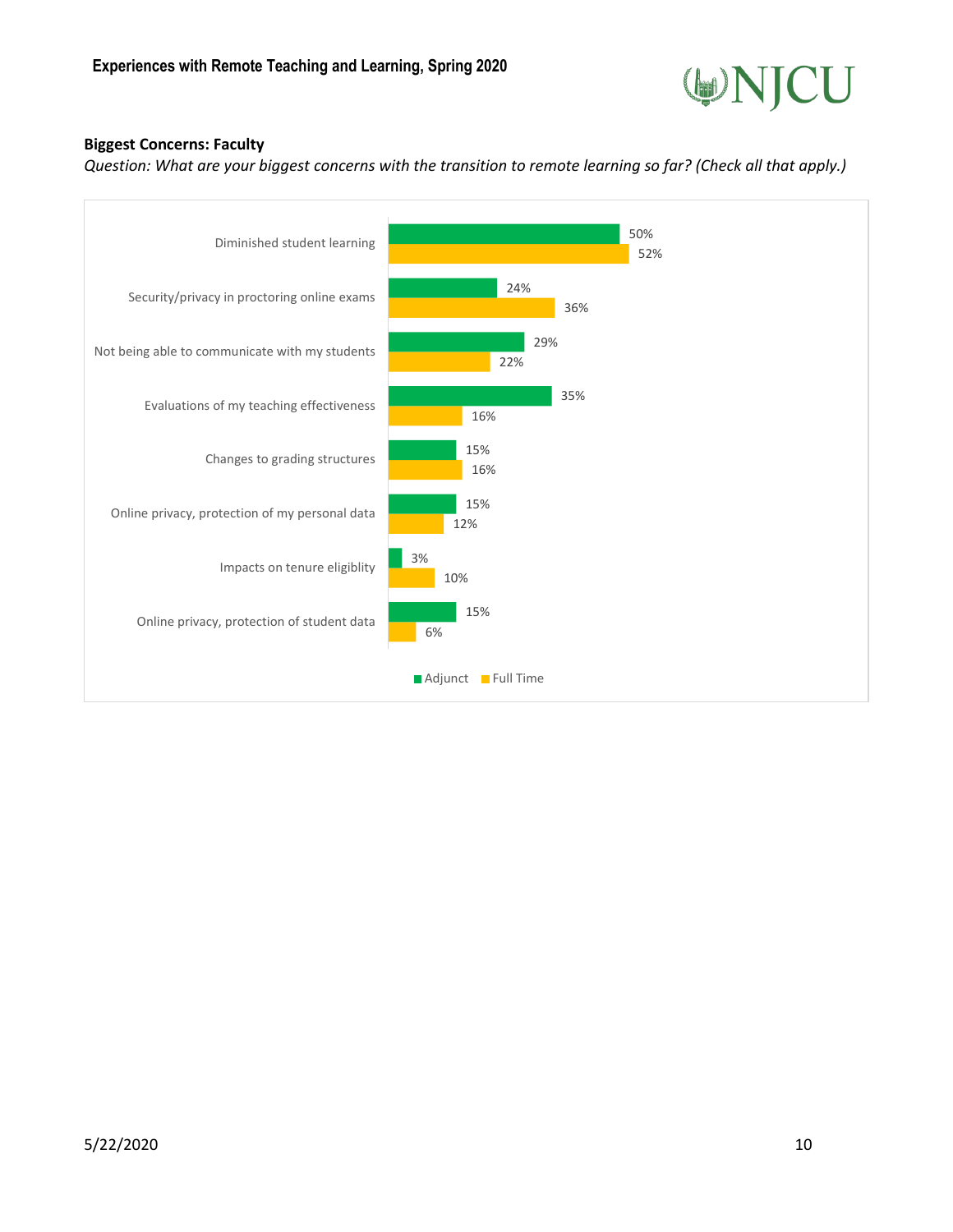**Biggest Concerns: Faculty**

*Question: What are your biggest concerns with the transition to remote learning so far? (Check all that apply.)*

Diminished student learning
50%
52%

Security/privacy in proctoring online exams
24%
36%

Not being able to communicate with my students
29%
22%

Evaluations of my teaching effectiveness
35%
16%

Changes to grading structures
15%
16%

Online privacy, protection of my personal data
15%
12%

Impacts on tenure eligiblity
3%
10%

Online privacy, protection of student data
15%
6%

Adjunct
Full Time